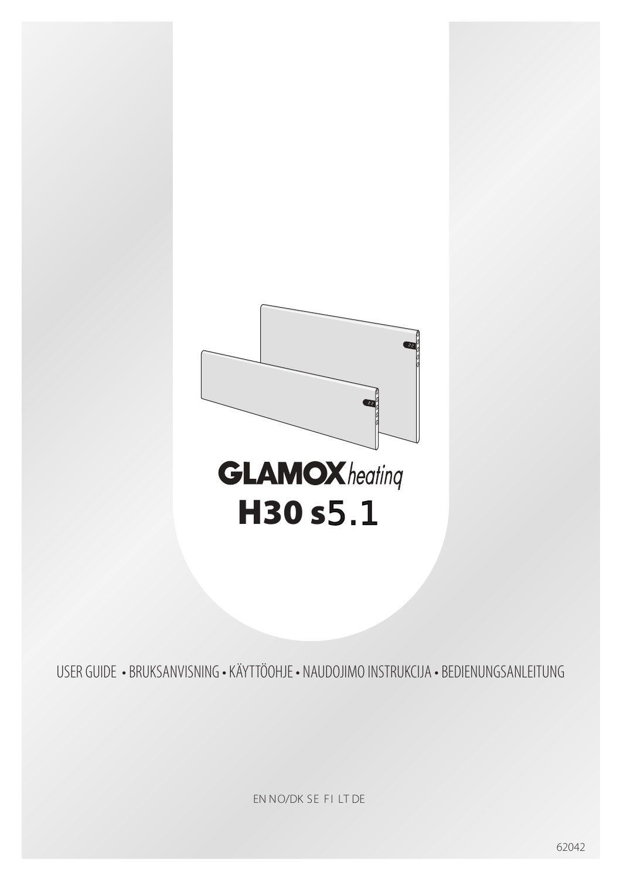# GLAMOX *heating*

# H30 s5.1

USER GUIDE • BRUKSANVISNING • KÄYTTÖOHJE • NAUDOJIMO INSTRUKCIJA • BEDIENUNGSANLEITUNG

EN NO/DK SE FI LT DE

62042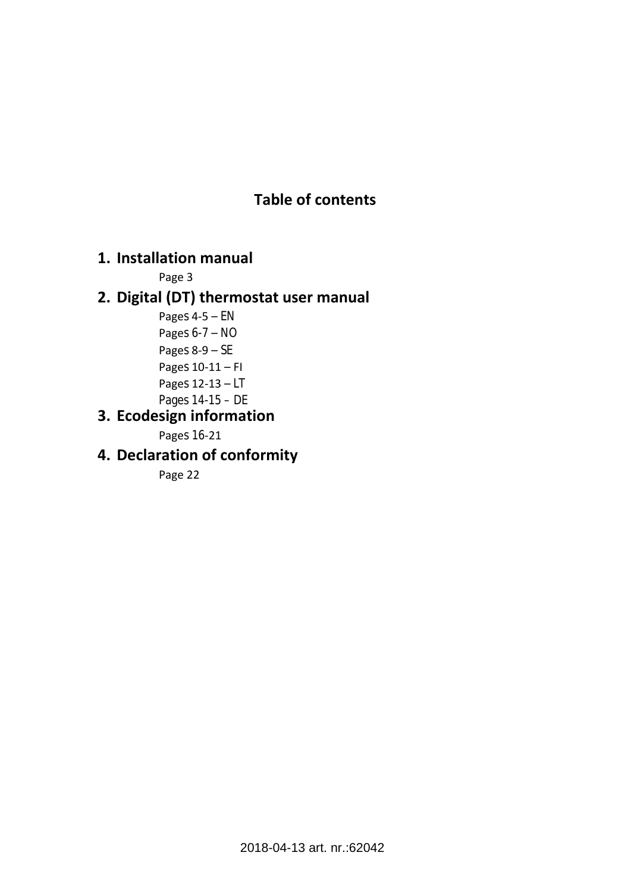# Table of contents

1. **Installation manual**

   Page 3

2. **Digital (DT) thermostat user manual**

   Pages 4-5 – EN
   Pages 6-7 – NO
   Pages 8-9 – SE
   Pages 10-11 – FI
   Pages 12-13 – LT
   Pages 14-15 – DE

3. **Ecodesign information**

   Pages 16-21

4. **Declaration of conformity**

   Page 22

2018-04-13 art. nr.:62042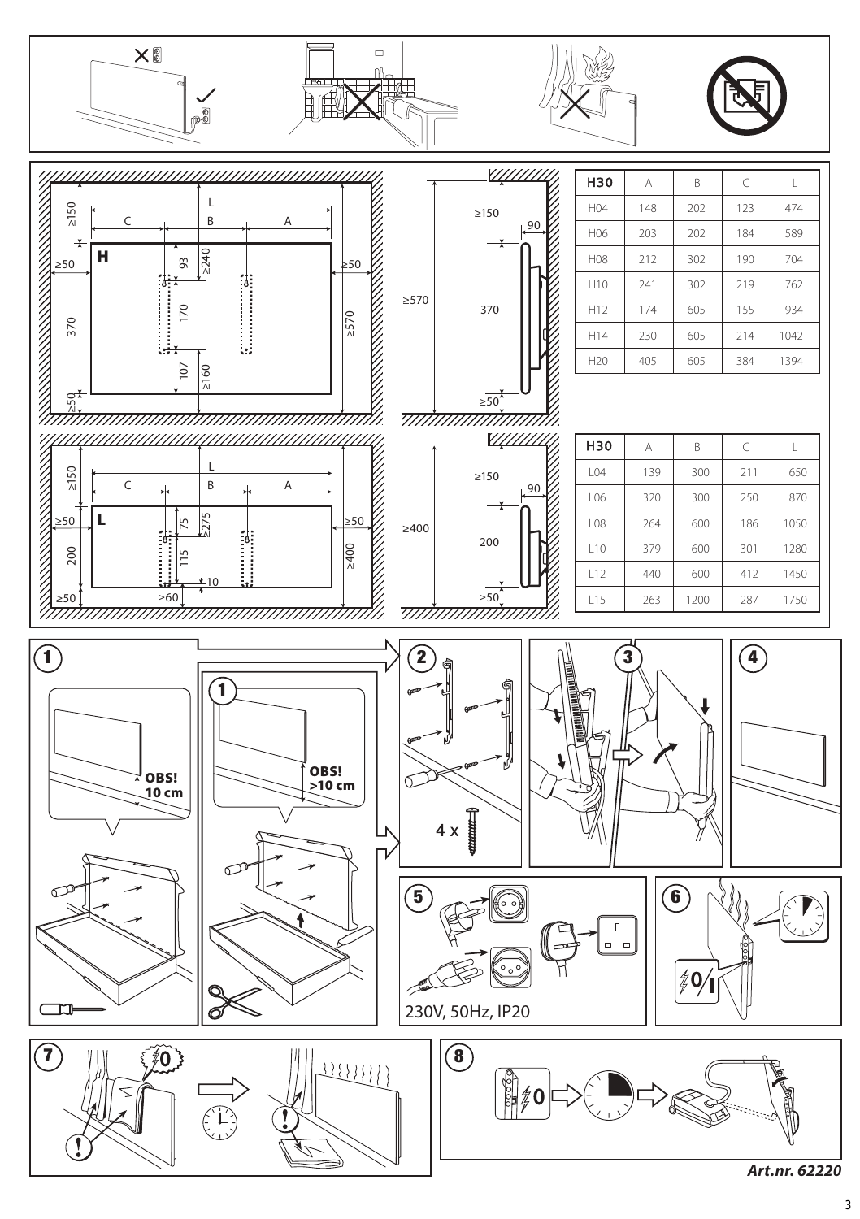| H30 | A | B | C | L |
|---|---|---|---|---|
| H04 | 148 | 202 | 123 | 474 |
| H06 | 203 | 202 | 184 | 589 |
| H08 | 212 | 302 | 190 | 704 |
| H10 | 241 | 302 | 219 | 762 |
| H12 | 174 | 605 | 155 | 934 |
| H14 | 230 | 605 | 214 | 1042 |
| H20 | 405 | 605 | 384 | 1394 |

| H30 | A | B | C | L |
|---|---|---|---|---|
| L04 | 139 | 300 | 211 | 650 |
| L06 | 320 | 300 | 250 | 870 |
| L08 | 264 | 600 | 186 | 1050 |
| L10 | 379 | 600 | 301 | 1280 |
| L12 | 440 | 600 | 412 | 1450 |
| L15 | 263 | 1200 | 287 | 1750 |

**OBS! 10 cm**

**OBS! >10 cm**

4 x

230V, 50Hz, IP20

***Art.nr. 62220***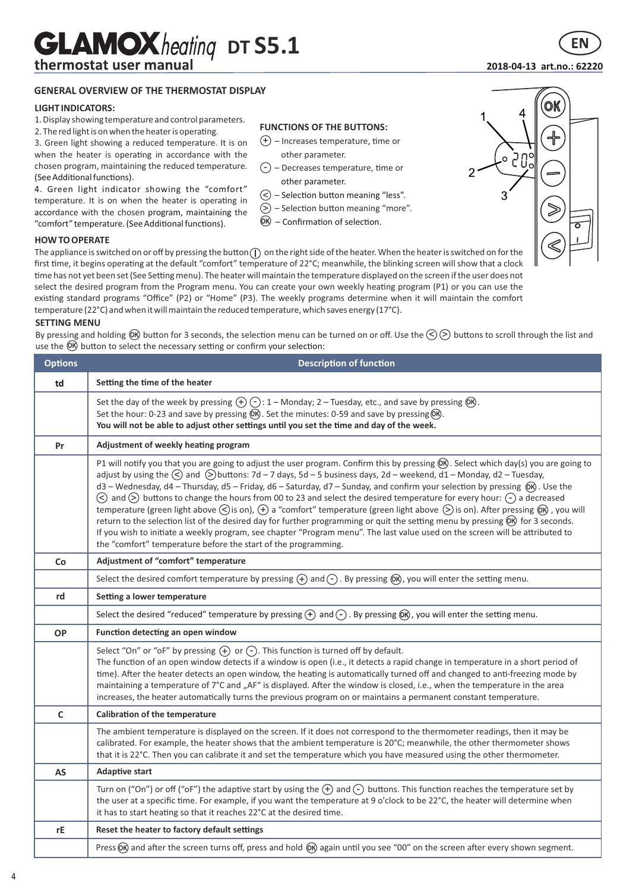# GLAMOX heating DT S5.1 thermostat user manual

EN

2018-04-13 art.no.: 62220

## GENERAL OVERVIEW OF THE THERMOSTAT DISPLAY

### LIGHT INDICATORS:

1. Display showing temperature and control parameters.
2. The red light is on when the heater is operating.
3. Green light showing a reduced temperature. It is on when the heater is operating in accordance with the chosen program, maintaining the reduced temperature. (See Additional functions).
4. Green light indicator showing the "comfort" temperature. It is on when the heater is operating in accordance with the chosen program, maintaining the "comfort" temperature. (See Additional functions).

### FUNCTIONS OF THE BUTTONS:

(+) – Increases temperature, time or other parameter.

(-) – Decreases temperature, time or other parameter.

(<) – Selection button meaning "less".

(>) – Selection button meaning "more".

(OK) – Confirmation of selection.

### HOW TO OPERATE

The appliance is switched on or off by pressing the button (I) on the right side of the heater. When the heater is switched on for the first time, it begins operating at the default "comfort" temperature of 22°C; meanwhile, the blinking screen will show that a clock time has not yet been set (See Setting menu). The heater will maintain the temperature displayed on the screen if the user does not select the desired program from the Program menu. You can create your own weekly heating program (P1) or you can use the existing standard programs "Office" (P2) or "Home" (P3). The weekly programs determine when it will maintain the comfort temperature (22°C) and when it will maintain the reduced temperature, which saves energy (17°C).

### SETTING MENU

By pressing and holding (OK) button for 3 seconds, the selection menu can be turned on or off. Use the (<) (>) buttons to scroll through the list and use the (OK) button to select the necessary setting or confirm your selection:

| Options | Description of function |
|---|---|
| **td** | **Setting the time of the heater** |
| | Set the day of the week by pressing (+) (-): 1 – Monday; 2 – Tuesday, etc., and save by pressing (OK). Set the hour: 0-23 and save by pressing (OK). Set the minutes: 0-59 and save by pressing (OK). **You will not be able to adjust other settings until you set the time and day of the week.** |
| **Pr** | **Adjustment of weekly heating program** |
| | P1 will notify you that you are going to adjust the user program. Confirm this by pressing (OK). Select which day(s) you are going to adjust by using the (<) and (>) buttons: 7d – 7 days, 5d – 5 business days, 2d – weekend, d1 – Monday, d2 – Tuesday, d3 – Wednesday, d4 – Thursday, d5 – Friday, d6 – Saturday, d7 – Sunday, and confirm your selection by pressing (OK). Use the (<) and (>) buttons to change the hours from 00 to 23 and select the desired temperature for every hour: (-) a decreased temperature (green light above (<) is on), (+) a "comfort" temperature (green light above (>) is on). After pressing (OK), you will return to the selection list of the desired day for further programming or quit the setting menu by pressing (OK) for 3 seconds. If you wish to initiate a weekly program, see chapter "Program menu". The last value used on the screen will be attributed to the "comfort" temperature before the start of the programming. |
| **Co** | **Adjustment of "comfort" temperature** |
| | Select the desired comfort temperature by pressing (+) and (-). By pressing (OK), you will enter the setting menu. |
| **rd** | **Setting a lower temperature** |
| | Select the desired "reduced" temperature by pressing (+) and (-). By pressing (OK), you will enter the setting menu. |
| **OP** | **Function detecting an open window** |
| | Select "On" or "oF" by pressing (+) or (-). This function is turned off by default. The function of an open window detects if a window is open (i.e., it detects a rapid change in temperature in a short period of time). After the heater detects an open window, the heating is automatically turned off and changed to anti-freezing mode by maintaining a temperature of 7°C and „AF" is displayed. After the window is closed, i.e., when the temperature in the area increases, the heater automatically turns the previous program on or maintains a permanent constant temperature. |
| **C** | **Calibration of the temperature** |
| | The ambient temperature is displayed on the screen. If it does not correspond to the thermometer readings, then it may be calibrated. For example, the heater shows that the ambient temperature is 20°C; meanwhile, the other thermometer shows that it is 22°C. Then you can calibrate it and set the temperature which you have measured using the other thermometer. |
| **AS** | **Adaptive start** |
| | Turn on ("On") or off ("oF") the adaptive start by using the (+) and (-) buttons. This function reaches the temperature set by the user at a specific time. For example, if you want the temperature at 9 o'clock to be 22°C, the heater will determine when it has to start heating so that it reaches 22°C at the desired time. |
| **rE** | **Reset the heater to factory default settings** |
| | Press (OK) and after the screen turns off, press and hold (OK) again until you see "00" on the screen after every shown segment. |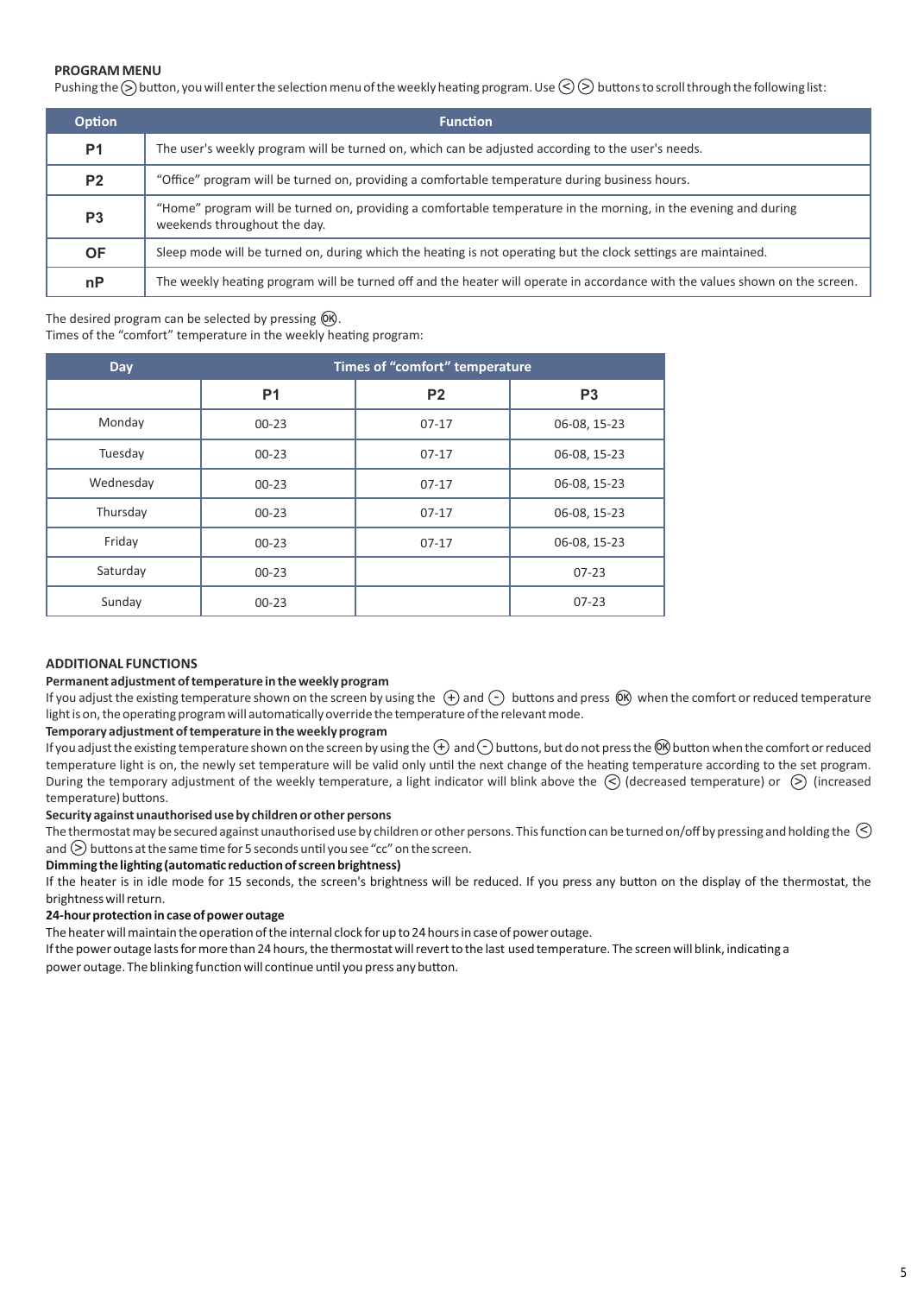**PROGRAM MENU**

Pushing the (>) button, you will enter the selection menu of the weekly heating program. Use (<) (>) buttons to scroll through the following list:

| Option | Function |
| --- | --- |
| **P1** | The user's weekly program will be turned on, which can be adjusted according to the user's needs. |
| **P2** | "Office" program will be turned on, providing a comfortable temperature during business hours. |
| **P3** | "Home" program will be turned on, providing a comfortable temperature in the morning, in the evening and during weekends throughout the day. |
| **OF** | Sleep mode will be turned on, during which the heating is not operating but the clock settings are maintained. |
| **nP** | The weekly heating program will be turned off and the heater will operate in accordance with the values shown on the screen. |

The desired program can be selected by pressing (OK).

Times of the "comfort" temperature in the weekly heating program:

| Day | Times of "comfort" temperature | | |
| --- | --- | --- | --- |
| | **P1** | **P2** | **P3** |
| Monday | 00-23 | 07-17 | 06-08, 15-23 |
| Tuesday | 00-23 | 07-17 | 06-08, 15-23 |
| Wednesday | 00-23 | 07-17 | 06-08, 15-23 |
| Thursday | 00-23 | 07-17 | 06-08, 15-23 |
| Friday | 00-23 | 07-17 | 06-08, 15-23 |
| Saturday | 00-23 | | 07-23 |
| Sunday | 00-23 | | 07-23 |

**ADDITIONAL FUNCTIONS**

**Permanent adjustment of temperature in the weekly program**

If you adjust the existing temperature shown on the screen by using the (+) and (-) buttons and press (OK) when the comfort or reduced temperature light is on, the operating program will automatically override the temperature of the relevant mode.

**Temporary adjustment of temperature in the weekly program**

If you adjust the existing temperature shown on the screen by using the (+) and (-) buttons, but do not press the (OK) button when the comfort or reduced temperature light is on, the newly set temperature will be valid only until the next change of the heating temperature according to the set program. During the temporary adjustment of the weekly temperature, a light indicator will blink above the (<) (decreased temperature) or (>) (increased temperature) buttons.

**Security against unauthorised use by children or other persons**

The thermostat may be secured against unauthorised use by children or other persons. This function can be turned on/off by pressing and holding the (<) and (>) buttons at the same time for 5 seconds until you see "cc" on the screen.

**Dimming the lighting (automatic reduction of screen brightness)**

If the heater is in idle mode for 15 seconds, the screen's brightness will be reduced. If you press any button on the display of the thermostat, the brightness will return.

**24-hour protection in case of power outage**

The heater will maintain the operation of the internal clock for up to 24 hours in case of power outage.

If the power outage lasts for more than 24 hours, the thermostat will revert to the last used temperature. The screen will blink, indicating a power outage. The blinking function will continue until you press any button.